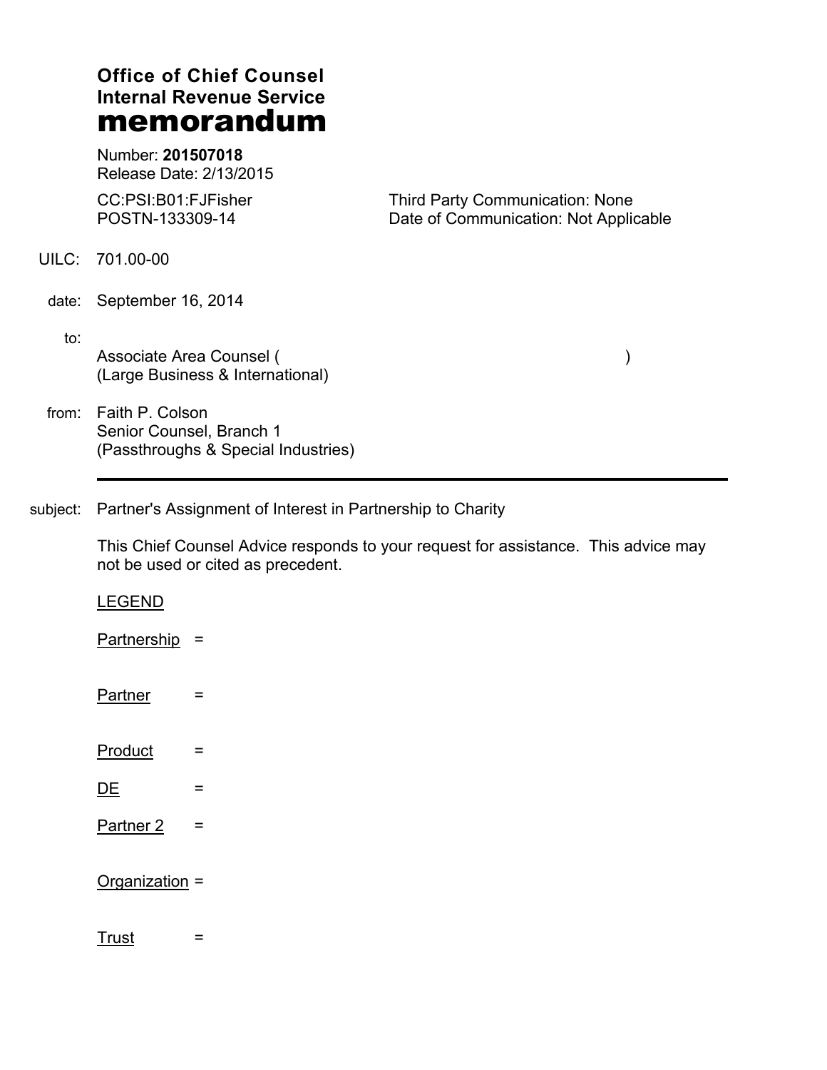**Office of Chief Counsel**
**Internal Revenue Service**
# memorandum

Number: **201507018**
Release Date: 2/13/2015

CC:PSI:B01:FJFisher
POSTN-133309-14

Third Party Communication: None
Date of Communication: Not Applicable

UILC: 701.00-00

date: September 16, 2014

to:
Associate Area Counsel ( )
(Large Business & International)

from: Faith P. Colson
Senior Counsel, Branch 1
(Passthroughs & Special Industries)

---

subject: Partner's Assignment of Interest in Partnership to Charity

This Chief Counsel Advice responds to your request for assistance. This advice may not be used or cited as precedent.

LEGEND

Partnership =

Partner =

Product =

DE =

Partner 2 =

Organization =

Trust =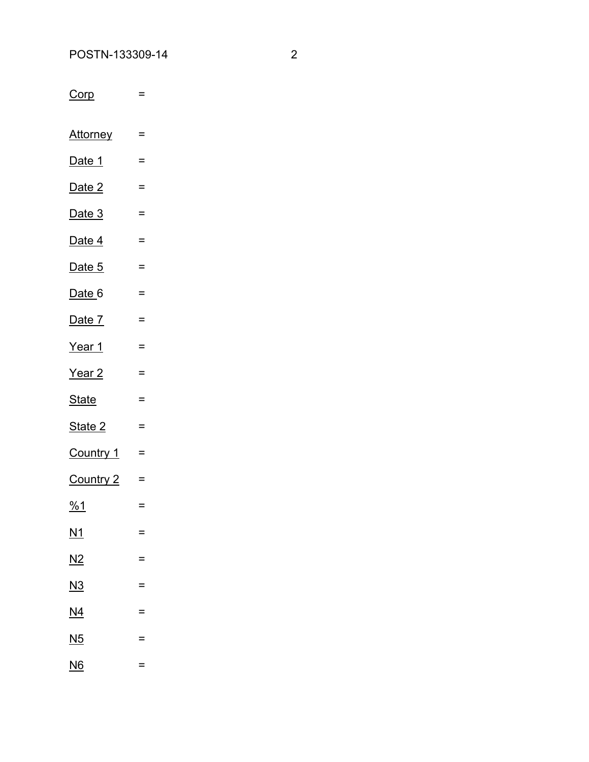Corp =

Attorney =

Date 1 =

Date 2 =

Date 3 =

Date 4 =

Date 5 =

Date 6 =

Date 7 =

Year 1 =

Year 2 =

State =

State 2 =

Country 1 =

Country 2 =

%1 =

N1 =

N2 =

N3 =

N4 =

N5 =

N6 =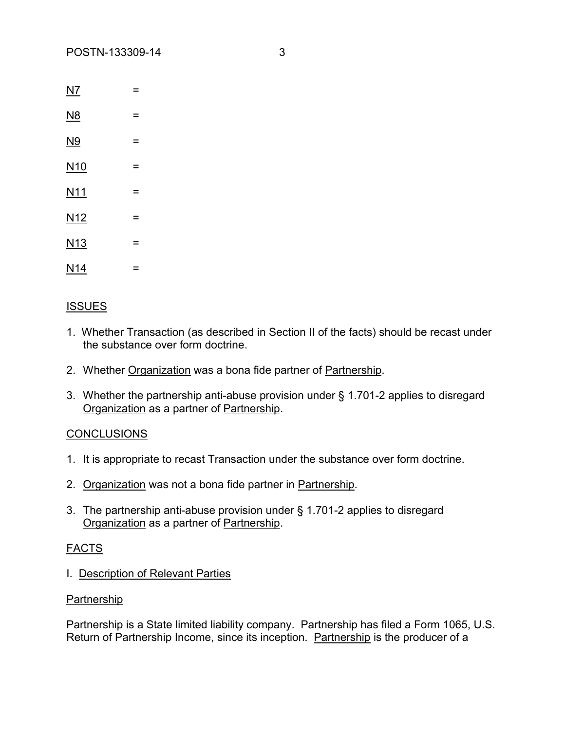N7 =

N8 =

N9 =

N10 =

N11 =

N12 =

N13 =

N14 =

## ISSUES

1. Whether Transaction (as described in Section II of the facts) should be recast under the substance over form doctrine.
2. Whether Organization was a bona fide partner of Partnership.
3. Whether the partnership anti-abuse provision under § 1.701-2 applies to disregard Organization as a partner of Partnership.

## CONCLUSIONS

1. It is appropriate to recast Transaction under the substance over form doctrine.
2. Organization was not a bona fide partner in Partnership.
3. The partnership anti-abuse provision under § 1.701-2 applies to disregard Organization as a partner of Partnership.

## FACTS

### I. Description of Relevant Parties

#### Partnership

Partnership is a State limited liability company. Partnership has filed a Form 1065, U.S. Return of Partnership Income, since its inception. Partnership is the producer of a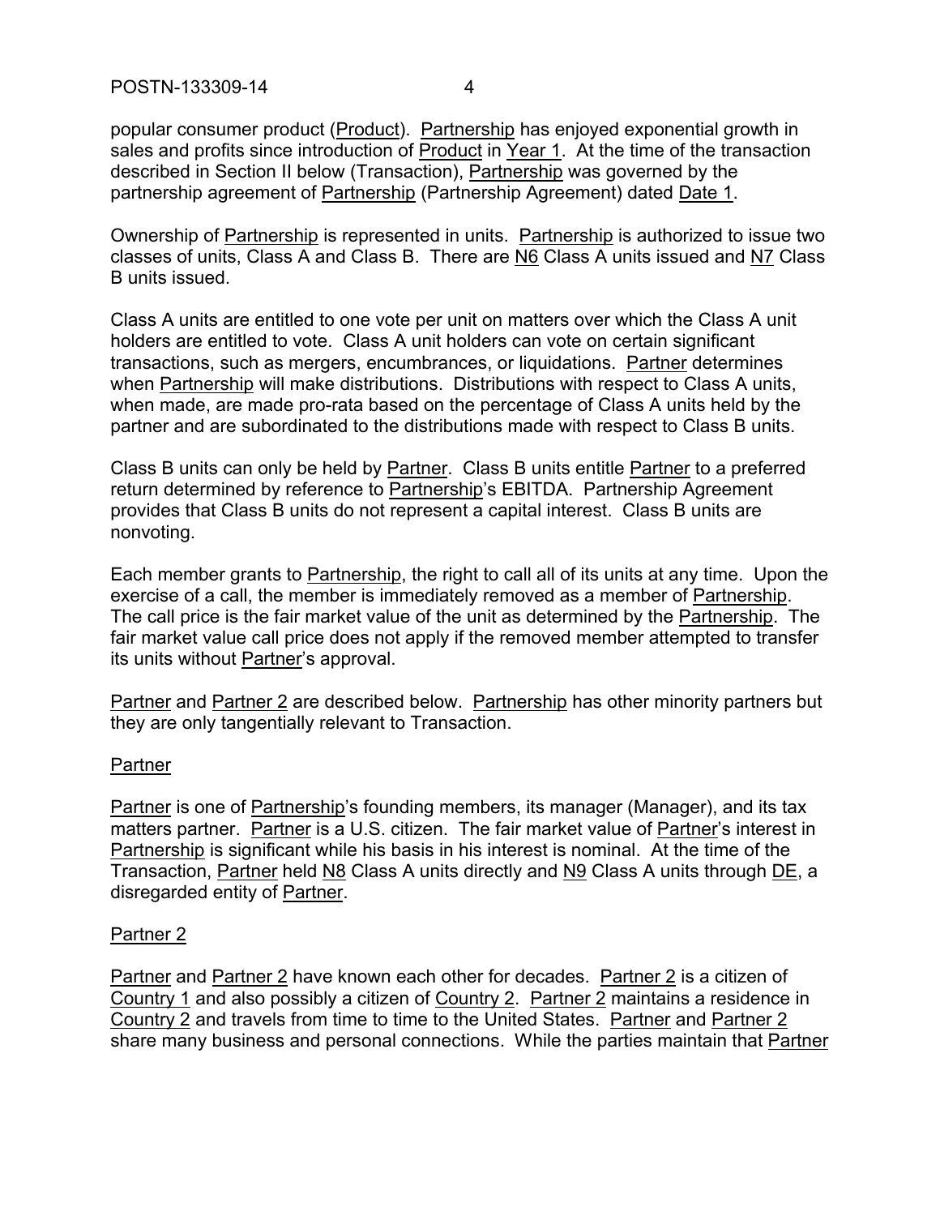popular consumer product (Product). Partnership has enjoyed exponential growth in sales and profits since introduction of Product in Year 1. At the time of the transaction described in Section II below (Transaction), Partnership was governed by the partnership agreement of Partnership (Partnership Agreement) dated Date 1.

Ownership of Partnership is represented in units. Partnership is authorized to issue two classes of units, Class A and Class B. There are N6 Class A units issued and N7 Class B units issued.

Class A units are entitled to one vote per unit on matters over which the Class A unit holders are entitled to vote. Class A unit holders can vote on certain significant transactions, such as mergers, encumbrances, or liquidations. Partner determines when Partnership will make distributions. Distributions with respect to Class A units, when made, are made pro-rata based on the percentage of Class A units held by the partner and are subordinated to the distributions made with respect to Class B units.

Class B units can only be held by Partner. Class B units entitle Partner to a preferred return determined by reference to Partnership's EBITDA. Partnership Agreement provides that Class B units do not represent a capital interest. Class B units are nonvoting.

Each member grants to Partnership, the right to call all of its units at any time. Upon the exercise of a call, the member is immediately removed as a member of Partnership. The call price is the fair market value of the unit as determined by the Partnership. The fair market value call price does not apply if the removed member attempted to transfer its units without Partner's approval.

Partner and Partner 2 are described below. Partnership has other minority partners but they are only tangentially relevant to Transaction.

Partner

Partner is one of Partnership's founding members, its manager (Manager), and its tax matters partner. Partner is a U.S. citizen. The fair market value of Partner's interest in Partnership is significant while his basis in his interest is nominal. At the time of the Transaction, Partner held N8 Class A units directly and N9 Class A units through DE, a disregarded entity of Partner.

Partner 2

Partner and Partner 2 have known each other for decades. Partner 2 is a citizen of Country 1 and also possibly a citizen of Country 2. Partner 2 maintains a residence in Country 2 and travels from time to time to the United States. Partner and Partner 2 share many business and personal connections. While the parties maintain that Partner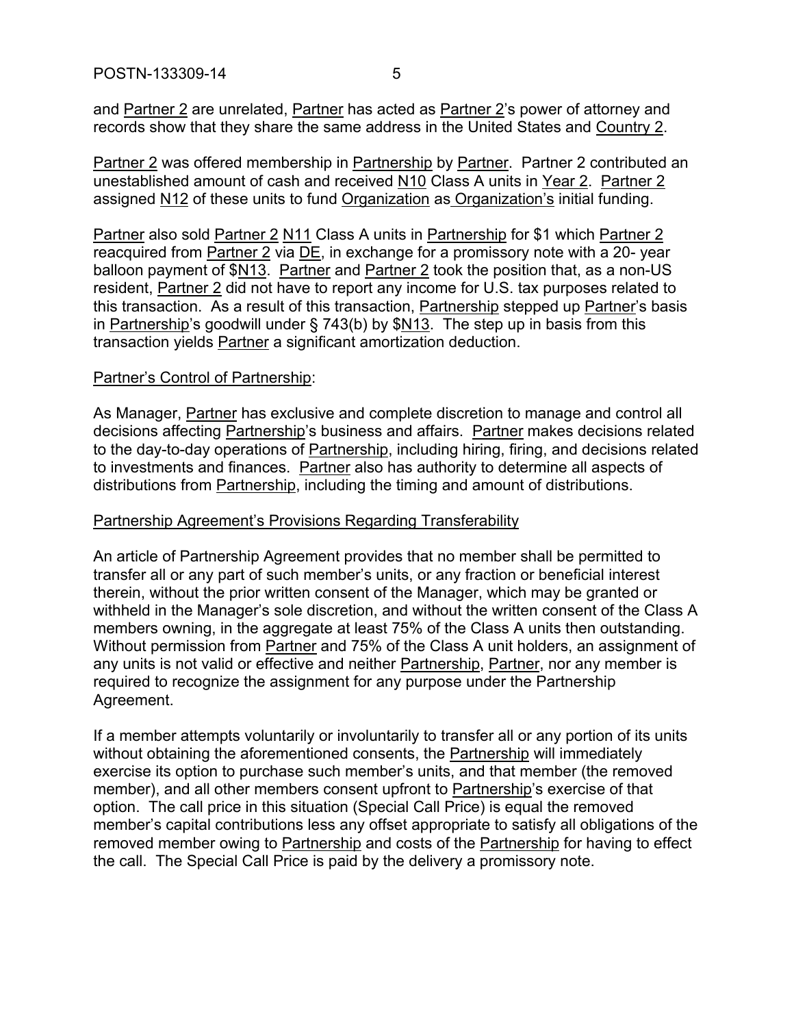and Partner 2 are unrelated, Partner has acted as Partner 2's power of attorney and records show that they share the same address in the United States and Country 2.

Partner 2 was offered membership in Partnership by Partner. Partner 2 contributed an unestablished amount of cash and received N10 Class A units in Year 2. Partner 2 assigned N12 of these units to fund Organization as Organization's initial funding.

Partner also sold Partner 2 N11 Class A units in Partnership for $1 which Partner 2 reacquired from Partner 2 via DE, in exchange for a promissory note with a 20- year balloon payment of $N13. Partner and Partner 2 took the position that, as a non-US resident, Partner 2 did not have to report any income for U.S. tax purposes related to this transaction. As a result of this transaction, Partnership stepped up Partner's basis in Partnership's goodwill under § 743(b) by $N13. The step up in basis from this transaction yields Partner a significant amortization deduction.

Partner's Control of Partnership:

As Manager, Partner has exclusive and complete discretion to manage and control all decisions affecting Partnership's business and affairs. Partner makes decisions related to the day-to-day operations of Partnership, including hiring, firing, and decisions related to investments and finances. Partner also has authority to determine all aspects of distributions from Partnership, including the timing and amount of distributions.

Partnership Agreement's Provisions Regarding Transferability

An article of Partnership Agreement provides that no member shall be permitted to transfer all or any part of such member's units, or any fraction or beneficial interest therein, without the prior written consent of the Manager, which may be granted or withheld in the Manager's sole discretion, and without the written consent of the Class A members owning, in the aggregate at least 75% of the Class A units then outstanding. Without permission from Partner and 75% of the Class A unit holders, an assignment of any units is not valid or effective and neither Partnership, Partner, nor any member is required to recognize the assignment for any purpose under the Partnership Agreement.

If a member attempts voluntarily or involuntarily to transfer all or any portion of its units without obtaining the aforementioned consents, the Partnership will immediately exercise its option to purchase such member's units, and that member (the removed member), and all other members consent upfront to Partnership's exercise of that option. The call price in this situation (Special Call Price) is equal the removed member's capital contributions less any offset appropriate to satisfy all obligations of the removed member owing to Partnership and costs of the Partnership for having to effect the call. The Special Call Price is paid by the delivery a promissory note.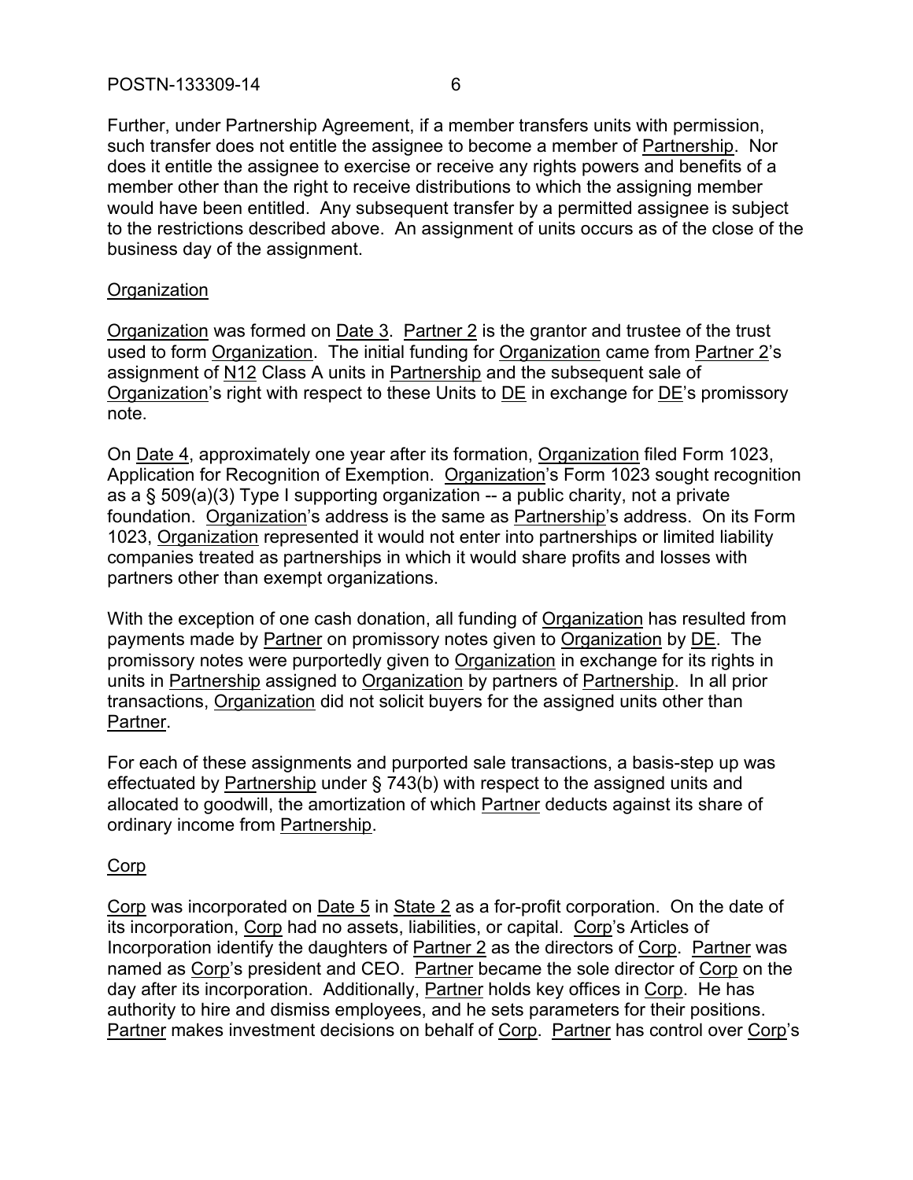Further, under Partnership Agreement, if a member transfers units with permission, such transfer does not entitle the assignee to become a member of Partnership. Nor does it entitle the assignee to exercise or receive any rights powers and benefits of a member other than the right to receive distributions to which the assigning member would have been entitled. Any subsequent transfer by a permitted assignee is subject to the restrictions described above. An assignment of units occurs as of the close of the business day of the assignment.

Organization

Organization was formed on Date 3. Partner 2 is the grantor and trustee of the trust used to form Organization. The initial funding for Organization came from Partner 2's assignment of N12 Class A units in Partnership and the subsequent sale of Organization's right with respect to these Units to DE in exchange for DE's promissory note.

On Date 4, approximately one year after its formation, Organization filed Form 1023, Application for Recognition of Exemption. Organization's Form 1023 sought recognition as a § 509(a)(3) Type I supporting organization -- a public charity, not a private foundation. Organization's address is the same as Partnership's address. On its Form 1023, Organization represented it would not enter into partnerships or limited liability companies treated as partnerships in which it would share profits and losses with partners other than exempt organizations.

With the exception of one cash donation, all funding of Organization has resulted from payments made by Partner on promissory notes given to Organization by DE. The promissory notes were purportedly given to Organization in exchange for its rights in units in Partnership assigned to Organization by partners of Partnership. In all prior transactions, Organization did not solicit buyers for the assigned units other than Partner.

For each of these assignments and purported sale transactions, a basis-step up was effectuated by Partnership under § 743(b) with respect to the assigned units and allocated to goodwill, the amortization of which Partner deducts against its share of ordinary income from Partnership.

Corp

Corp was incorporated on Date 5 in State 2 as a for-profit corporation. On the date of its incorporation, Corp had no assets, liabilities, or capital. Corp's Articles of Incorporation identify the daughters of Partner 2 as the directors of Corp. Partner was named as Corp's president and CEO. Partner became the sole director of Corp on the day after its incorporation. Additionally, Partner holds key offices in Corp. He has authority to hire and dismiss employees, and he sets parameters for their positions. Partner makes investment decisions on behalf of Corp. Partner has control over Corp's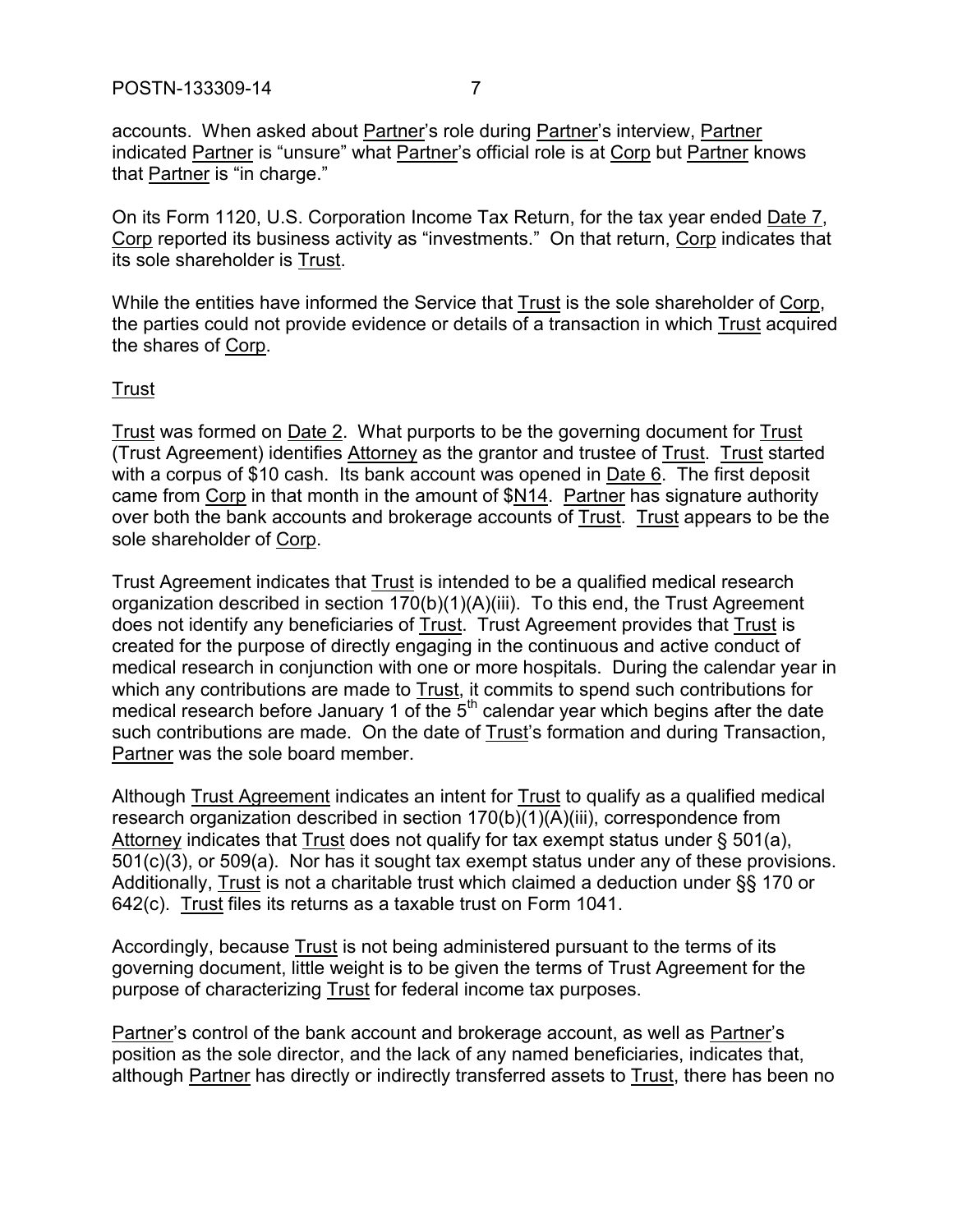accounts. When asked about Partner's role during Partner's interview, Partner indicated Partner is "unsure" what Partner's official role is at Corp but Partner knows that Partner is "in charge."

On its Form 1120, U.S. Corporation Income Tax Return, for the tax year ended Date 7, Corp reported its business activity as "investments." On that return, Corp indicates that its sole shareholder is Trust.

While the entities have informed the Service that Trust is the sole shareholder of Corp, the parties could not provide evidence or details of a transaction in which Trust acquired the shares of Corp.

Trust

Trust was formed on Date 2. What purports to be the governing document for Trust (Trust Agreement) identifies Attorney as the grantor and trustee of Trust. Trust started with a corpus of $10 cash. Its bank account was opened in Date 6. The first deposit came from Corp in that month in the amount of $N14. Partner has signature authority over both the bank accounts and brokerage accounts of Trust. Trust appears to be the sole shareholder of Corp.

Trust Agreement indicates that Trust is intended to be a qualified medical research organization described in section 170(b)(1)(A)(iii). To this end, the Trust Agreement does not identify any beneficiaries of Trust. Trust Agreement provides that Trust is created for the purpose of directly engaging in the continuous and active conduct of medical research in conjunction with one or more hospitals. During the calendar year in which any contributions are made to Trust, it commits to spend such contributions for medical research before January 1 of the 5th calendar year which begins after the date such contributions are made. On the date of Trust's formation and during Transaction, Partner was the sole board member.

Although Trust Agreement indicates an intent for Trust to qualify as a qualified medical research organization described in section 170(b)(1)(A)(iii), correspondence from Attorney indicates that Trust does not qualify for tax exempt status under § 501(a), 501(c)(3), or 509(a). Nor has it sought tax exempt status under any of these provisions. Additionally, Trust is not a charitable trust which claimed a deduction under §§ 170 or 642(c). Trust files its returns as a taxable trust on Form 1041.

Accordingly, because Trust is not being administered pursuant to the terms of its governing document, little weight is to be given the terms of Trust Agreement for the purpose of characterizing Trust for federal income tax purposes.

Partner's control of the bank account and brokerage account, as well as Partner's position as the sole director, and the lack of any named beneficiaries, indicates that, although Partner has directly or indirectly transferred assets to Trust, there has been no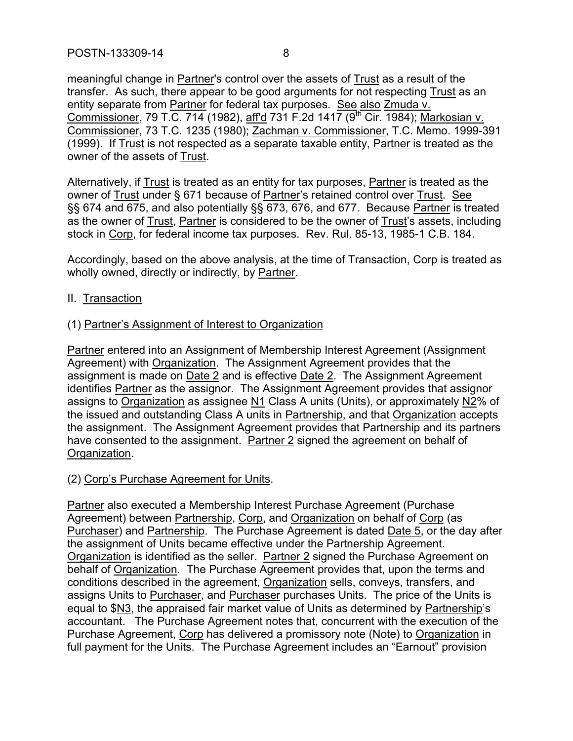meaningful change in Partner's control over the assets of Trust as a result of the transfer. As such, there appear to be good arguments for not respecting Trust as an entity separate from Partner for federal tax purposes. See also Zmuda v. Commissioner, 79 T.C. 714 (1982), aff'd 731 F.2d 1417 (9th Cir. 1984); Markosian v. Commissioner, 73 T.C. 1235 (1980); Zachman v. Commissioner, T.C. Memo. 1999-391 (1999). If Trust is not respected as a separate taxable entity, Partner is treated as the owner of the assets of Trust.

Alternatively, if Trust is treated as an entity for tax purposes, Partner is treated as the owner of Trust under § 671 because of Partner's retained control over Trust. See §§ 674 and 675, and also potentially §§ 673, 676, and 677. Because Partner is treated as the owner of Trust, Partner is considered to be the owner of Trust's assets, including stock in Corp, for federal income tax purposes. Rev. Rul. 85-13, 1985-1 C.B. 184.

Accordingly, based on the above analysis, at the time of Transaction, Corp is treated as wholly owned, directly or indirectly, by Partner.

## II. Transaction

### (1) Partner's Assignment of Interest to Organization

Partner entered into an Assignment of Membership Interest Agreement (Assignment Agreement) with Organization. The Assignment Agreement provides that the assignment is made on Date 2 and is effective Date 2. The Assignment Agreement identifies Partner as the assignor. The Assignment Agreement provides that assignor assigns to Organization as assignee N1 Class A units (Units), or approximately N2% of the issued and outstanding Class A units in Partnership, and that Organization accepts the assignment. The Assignment Agreement provides that Partnership and its partners have consented to the assignment. Partner 2 signed the agreement on behalf of Organization.

### (2) Corp's Purchase Agreement for Units.

Partner also executed a Membership Interest Purchase Agreement (Purchase Agreement) between Partnership, Corp, and Organization on behalf of Corp (as Purchaser) and Partnership. The Purchase Agreement is dated Date 5, or the day after the assignment of Units became effective under the Partnership Agreement. Organization is identified as the seller. Partner 2 signed the Purchase Agreement on behalf of Organization. The Purchase Agreement provides that, upon the terms and conditions described in the agreement, Organization sells, conveys, transfers, and assigns Units to Purchaser, and Purchaser purchases Units. The price of the Units is equal to $N3, the appraised fair market value of Units as determined by Partnership's accountant. The Purchase Agreement notes that, concurrent with the execution of the Purchase Agreement, Corp has delivered a promissory note (Note) to Organization in full payment for the Units. The Purchase Agreement includes an "Earnout" provision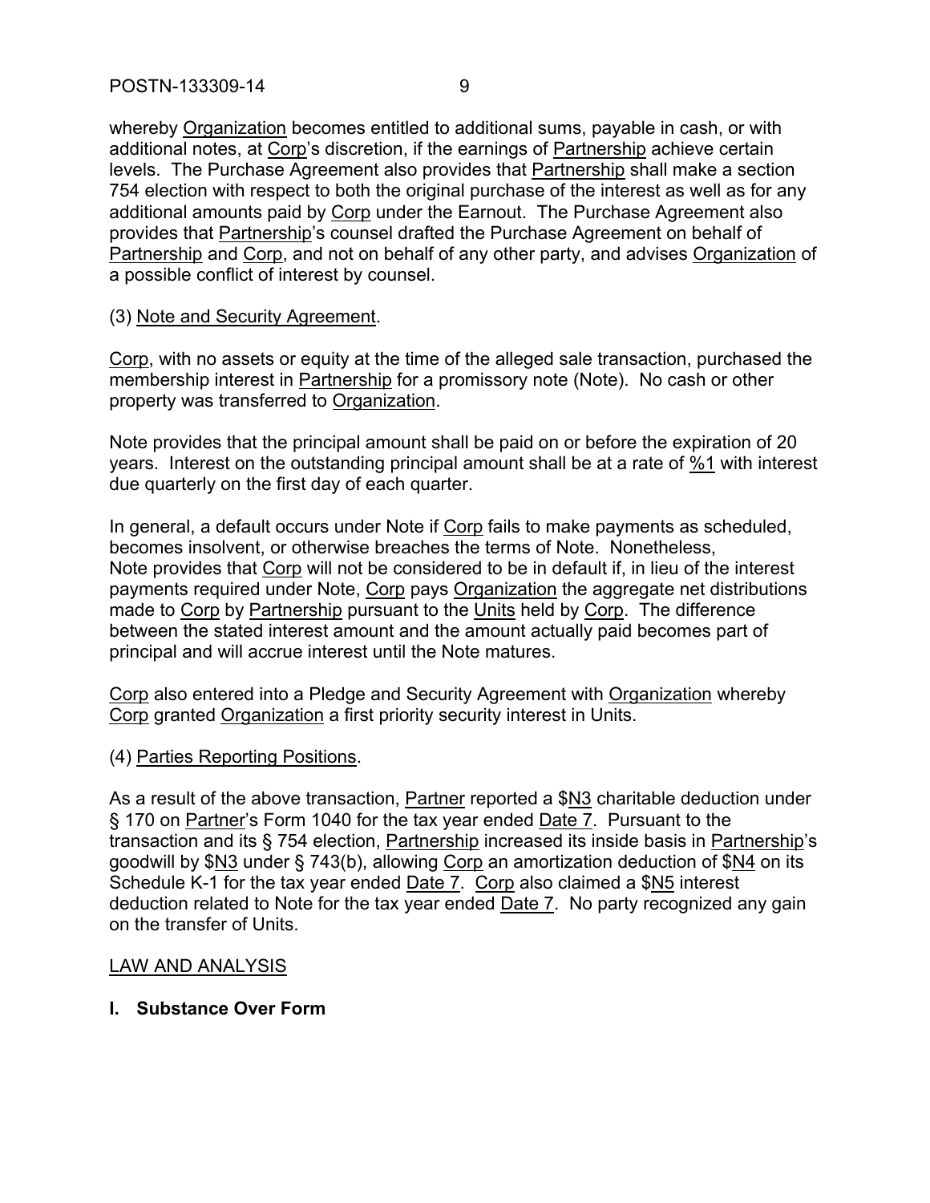whereby Organization becomes entitled to additional sums, payable in cash, or with additional notes, at Corp's discretion, if the earnings of Partnership achieve certain levels. The Purchase Agreement also provides that Partnership shall make a section 754 election with respect to both the original purchase of the interest as well as for any additional amounts paid by Corp under the Earnout. The Purchase Agreement also provides that Partnership's counsel drafted the Purchase Agreement on behalf of Partnership and Corp, and not on behalf of any other party, and advises Organization of a possible conflict of interest by counsel.

(3) Note and Security Agreement.

Corp, with no assets or equity at the time of the alleged sale transaction, purchased the membership interest in Partnership for a promissory note (Note). No cash or other property was transferred to Organization.

Note provides that the principal amount shall be paid on or before the expiration of 20 years. Interest on the outstanding principal amount shall be at a rate of %1 with interest due quarterly on the first day of each quarter.

In general, a default occurs under Note if Corp fails to make payments as scheduled, becomes insolvent, or otherwise breaches the terms of Note. Nonetheless, Note provides that Corp will not be considered to be in default if, in lieu of the interest payments required under Note, Corp pays Organization the aggregate net distributions made to Corp by Partnership pursuant to the Units held by Corp. The difference between the stated interest amount and the amount actually paid becomes part of principal and will accrue interest until the Note matures.

Corp also entered into a Pledge and Security Agreement with Organization whereby Corp granted Organization a first priority security interest in Units.

(4) Parties Reporting Positions.

As a result of the above transaction, Partner reported a $N3 charitable deduction under § 170 on Partner's Form 1040 for the tax year ended Date 7. Pursuant to the transaction and its § 754 election, Partnership increased its inside basis in Partnership's goodwill by $N3 under § 743(b), allowing Corp an amortization deduction of $N4 on its Schedule K-1 for the tax year ended Date 7. Corp also claimed a $N5 interest deduction related to Note for the tax year ended Date 7. No party recognized any gain on the transfer of Units.

## LAW AND ANALYSIS

### I. Substance Over Form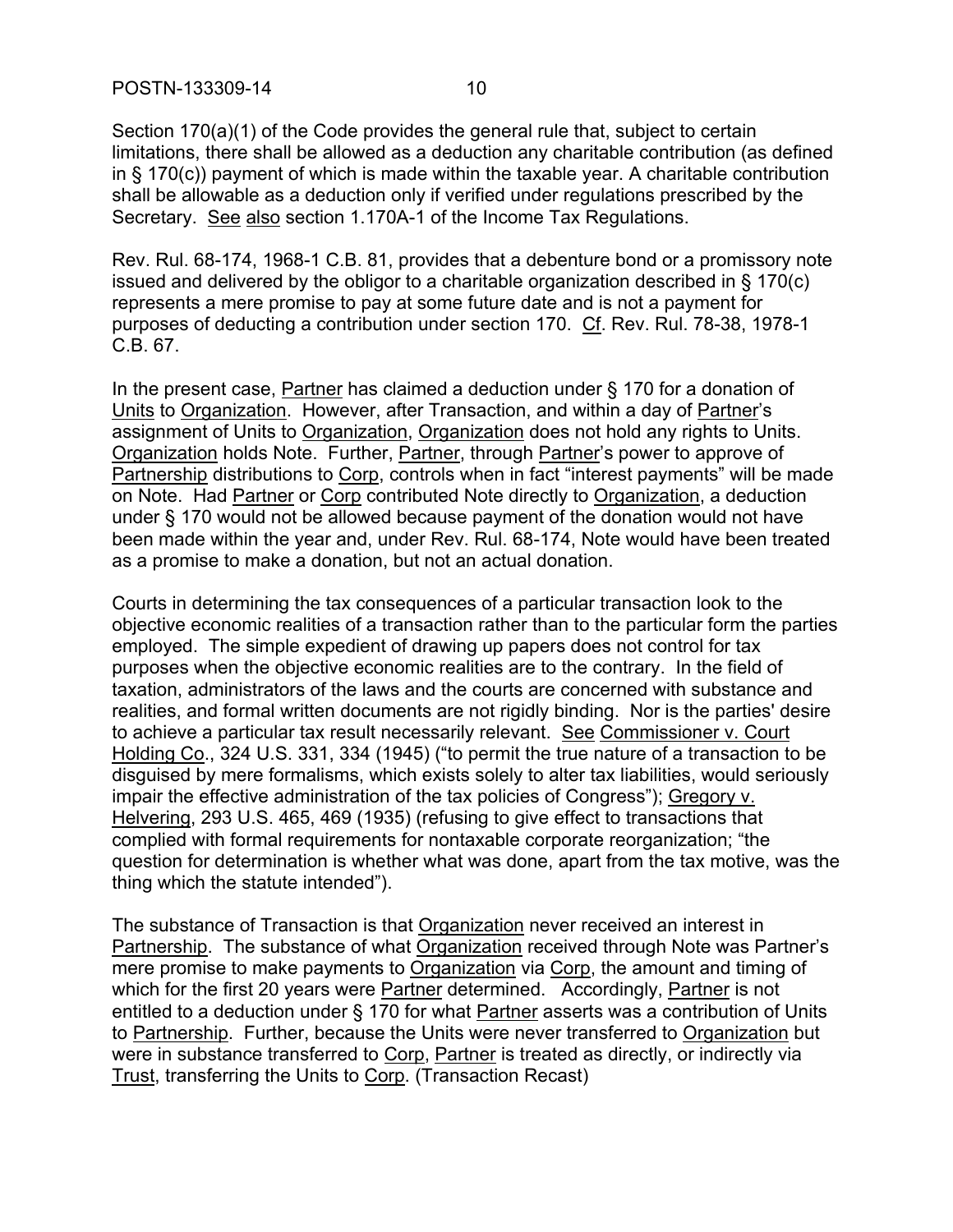Section 170(a)(1) of the Code provides the general rule that, subject to certain limitations, there shall be allowed as a deduction any charitable contribution (as defined in § 170(c)) payment of which is made within the taxable year. A charitable contribution shall be allowable as a deduction only if verified under regulations prescribed by the Secretary. See also section 1.170A-1 of the Income Tax Regulations.

Rev. Rul. 68-174, 1968-1 C.B. 81, provides that a debenture bond or a promissory note issued and delivered by the obligor to a charitable organization described in § 170(c) represents a mere promise to pay at some future date and is not a payment for purposes of deducting a contribution under section 170. Cf. Rev. Rul. 78-38, 1978-1 C.B. 67.

In the present case, Partner has claimed a deduction under § 170 for a donation of Units to Organization. However, after Transaction, and within a day of Partner's assignment of Units to Organization, Organization does not hold any rights to Units. Organization holds Note. Further, Partner, through Partner's power to approve of Partnership distributions to Corp, controls when in fact "interest payments" will be made on Note. Had Partner or Corp contributed Note directly to Organization, a deduction under § 170 would not be allowed because payment of the donation would not have been made within the year and, under Rev. Rul. 68-174, Note would have been treated as a promise to make a donation, but not an actual donation.

Courts in determining the tax consequences of a particular transaction look to the objective economic realities of a transaction rather than to the particular form the parties employed. The simple expedient of drawing up papers does not control for tax purposes when the objective economic realities are to the contrary. In the field of taxation, administrators of the laws and the courts are concerned with substance and realities, and formal written documents are not rigidly binding. Nor is the parties' desire to achieve a particular tax result necessarily relevant. See Commissioner v. Court Holding Co., 324 U.S. 331, 334 (1945) ("to permit the true nature of a transaction to be disguised by mere formalisms, which exists solely to alter tax liabilities, would seriously impair the effective administration of the tax policies of Congress"); Gregory v. Helvering, 293 U.S. 465, 469 (1935) (refusing to give effect to transactions that complied with formal requirements for nontaxable corporate reorganization; "the question for determination is whether what was done, apart from the tax motive, was the thing which the statute intended").

The substance of Transaction is that Organization never received an interest in Partnership. The substance of what Organization received through Note was Partner's mere promise to make payments to Organization via Corp, the amount and timing of which for the first 20 years were Partner determined. Accordingly, Partner is not entitled to a deduction under § 170 for what Partner asserts was a contribution of Units to Partnership. Further, because the Units were never transferred to Organization but were in substance transferred to Corp, Partner is treated as directly, or indirectly via Trust, transferring the Units to Corp. (Transaction Recast)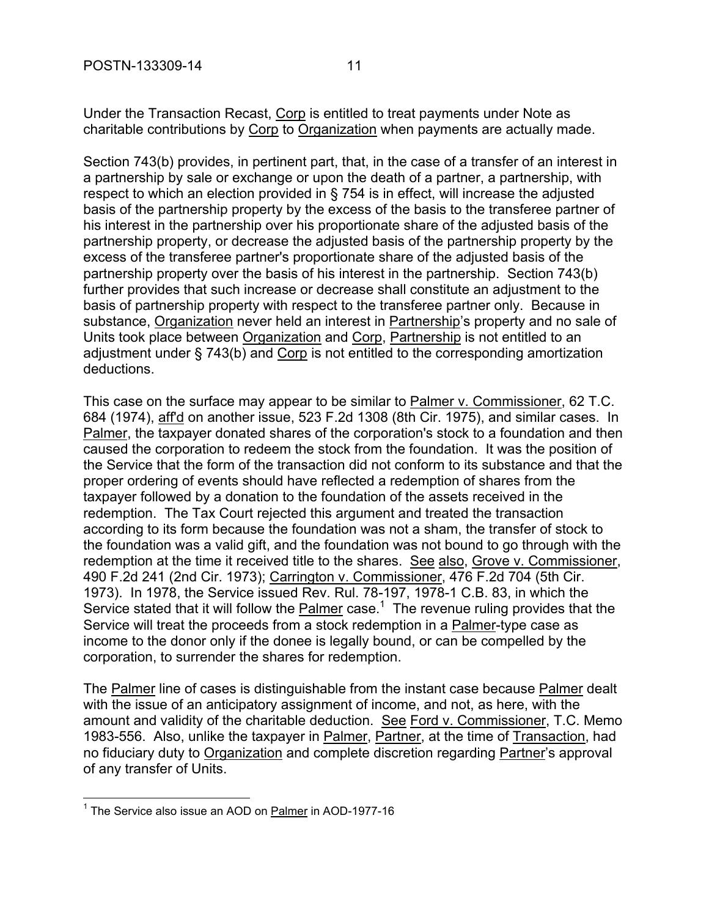Under the Transaction Recast, Corp is entitled to treat payments under Note as charitable contributions by Corp to Organization when payments are actually made.

Section 743(b) provides, in pertinent part, that, in the case of a transfer of an interest in a partnership by sale or exchange or upon the death of a partner, a partnership, with respect to which an election provided in § 754 is in effect, will increase the adjusted basis of the partnership property by the excess of the basis to the transferee partner of his interest in the partnership over his proportionate share of the adjusted basis of the partnership property, or decrease the adjusted basis of the partnership property by the excess of the transferee partner's proportionate share of the adjusted basis of the partnership property over the basis of his interest in the partnership. Section 743(b) further provides that such increase or decrease shall constitute an adjustment to the basis of partnership property with respect to the transferee partner only. Because in substance, Organization never held an interest in Partnership's property and no sale of Units took place between Organization and Corp, Partnership is not entitled to an adjustment under § 743(b) and Corp is not entitled to the corresponding amortization deductions.

This case on the surface may appear to be similar to Palmer v. Commissioner, 62 T.C. 684 (1974), aff'd on another issue, 523 F.2d 1308 (8th Cir. 1975), and similar cases. In Palmer, the taxpayer donated shares of the corporation's stock to a foundation and then caused the corporation to redeem the stock from the foundation. It was the position of the Service that the form of the transaction did not conform to its substance and that the proper ordering of events should have reflected a redemption of shares from the taxpayer followed by a donation to the foundation of the assets received in the redemption. The Tax Court rejected this argument and treated the transaction according to its form because the foundation was not a sham, the transfer of stock to the foundation was a valid gift, and the foundation was not bound to go through with the redemption at the time it received title to the shares. See also, Grove v. Commissioner, 490 F.2d 241 (2nd Cir. 1973); Carrington v. Commissioner, 476 F.2d 704 (5th Cir. 1973). In 1978, the Service issued Rev. Rul. 78-197, 1978-1 C.B. 83, in which the Service stated that it will follow the Palmer case.[1] The revenue ruling provides that the Service will treat the proceeds from a stock redemption in a Palmer-type case as income to the donor only if the donee is legally bound, or can be compelled by the corporation, to surrender the shares for redemption.

The Palmer line of cases is distinguishable from the instant case because Palmer dealt with the issue of an anticipatory assignment of income, and not, as here, with the amount and validity of the charitable deduction. See Ford v. Commissioner, T.C. Memo 1983-556. Also, unlike the taxpayer in Palmer, Partner, at the time of Transaction, had no fiduciary duty to Organization and complete discretion regarding Partner's approval of any transfer of Units.

[1] The Service also issue an AOD on Palmer in AOD-1977-16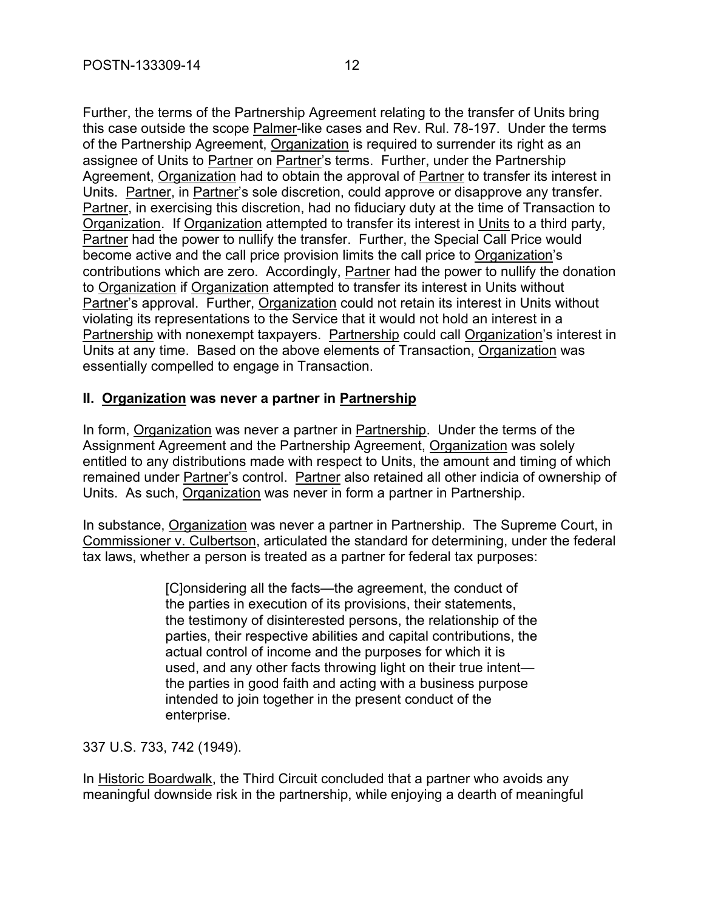Further, the terms of the Partnership Agreement relating to the transfer of Units bring this case outside the scope Palmer-like cases and Rev. Rul. 78-197. Under the terms of the Partnership Agreement, Organization is required to surrender its right as an assignee of Units to Partner on Partner's terms. Further, under the Partnership Agreement, Organization had to obtain the approval of Partner to transfer its interest in Units. Partner, in Partner's sole discretion, could approve or disapprove any transfer. Partner, in exercising this discretion, had no fiduciary duty at the time of Transaction to Organization. If Organization attempted to transfer its interest in Units to a third party, Partner had the power to nullify the transfer. Further, the Special Call Price would become active and the call price provision limits the call price to Organization's contributions which are zero. Accordingly, Partner had the power to nullify the donation to Organization if Organization attempted to transfer its interest in Units without Partner's approval. Further, Organization could not retain its interest in Units without violating its representations to the Service that it would not hold an interest in a Partnership with nonexempt taxpayers. Partnership could call Organization's interest in Units at any time. Based on the above elements of Transaction, Organization was essentially compelled to engage in Transaction.

## II. Organization was never a partner in Partnership

In form, Organization was never a partner in Partnership. Under the terms of the Assignment Agreement and the Partnership Agreement, Organization was solely entitled to any distributions made with respect to Units, the amount and timing of which remained under Partner's control. Partner also retained all other indicia of ownership of Units. As such, Organization was never in form a partner in Partnership.

In substance, Organization was never a partner in Partnership. The Supreme Court, in Commissioner v. Culbertson, articulated the standard for determining, under the federal tax laws, whether a person is treated as a partner for federal tax purposes:

> [C]onsidering all the facts—the agreement, the conduct of the parties in execution of its provisions, their statements, the testimony of disinterested persons, the relationship of the parties, their respective abilities and capital contributions, the actual control of income and the purposes for which it is used, and any other facts throwing light on their true intent—the parties in good faith and acting with a business purpose intended to join together in the present conduct of the enterprise.

337 U.S. 733, 742 (1949).

In Historic Boardwalk, the Third Circuit concluded that a partner who avoids any meaningful downside risk in the partnership, while enjoying a dearth of meaningful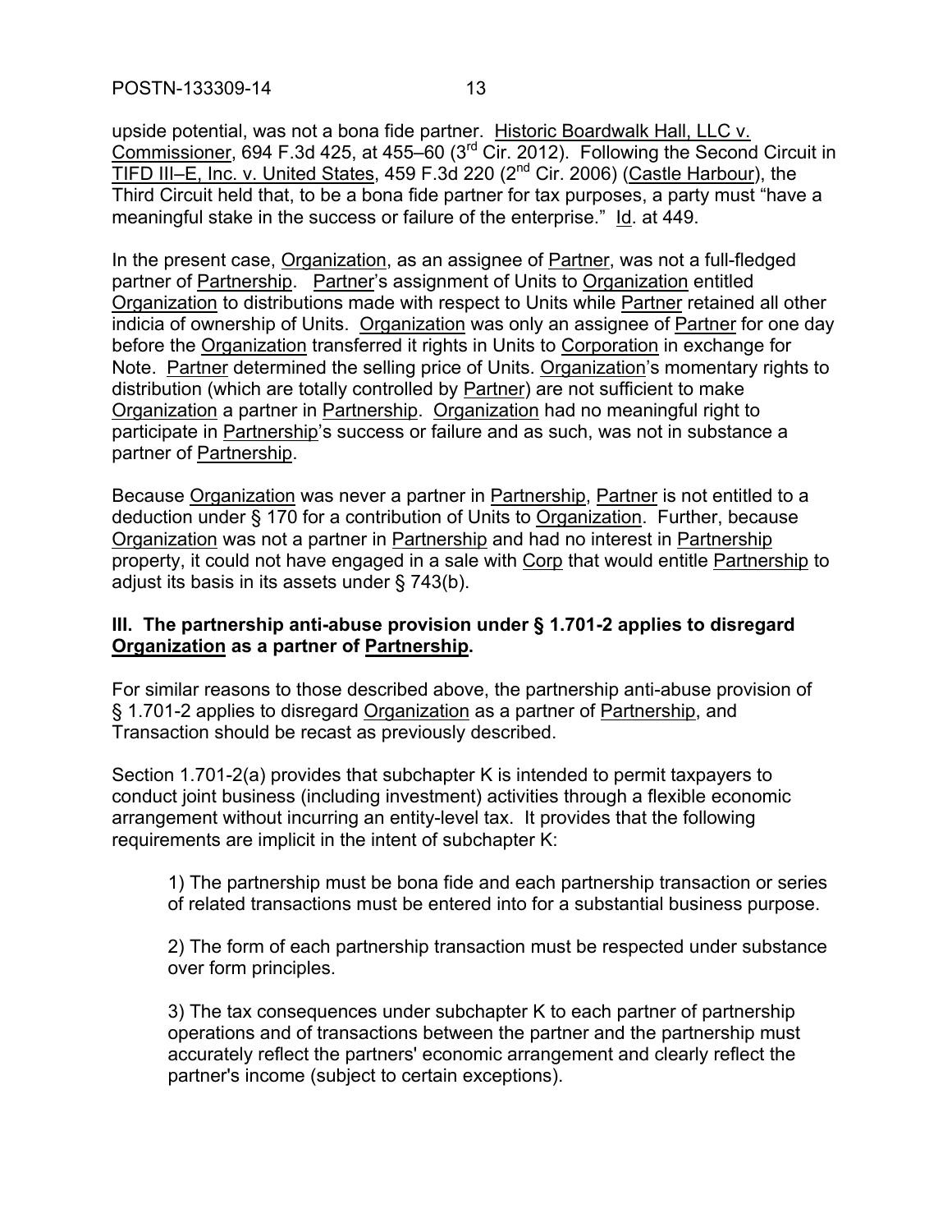upside potential, was not a bona fide partner. Historic Boardwalk Hall, LLC v. Commissioner, 694 F.3d 425, at 455–60 (3rd Cir. 2012). Following the Second Circuit in TIFD III–E, Inc. v. United States, 459 F.3d 220 (2nd Cir. 2006) (Castle Harbour), the Third Circuit held that, to be a bona fide partner for tax purposes, a party must "have a meaningful stake in the success or failure of the enterprise." Id. at 449.

In the present case, Organization, as an assignee of Partner, was not a full-fledged partner of Partnership. Partner's assignment of Units to Organization entitled Organization to distributions made with respect to Units while Partner retained all other indicia of ownership of Units. Organization was only an assignee of Partner for one day before the Organization transferred it rights in Units to Corporation in exchange for Note. Partner determined the selling price of Units. Organization's momentary rights to distribution (which are totally controlled by Partner) are not sufficient to make Organization a partner in Partnership. Organization had no meaningful right to participate in Partnership's success or failure and as such, was not in substance a partner of Partnership.

Because Organization was never a partner in Partnership, Partner is not entitled to a deduction under § 170 for a contribution of Units to Organization. Further, because Organization was not a partner in Partnership and had no interest in Partnership property, it could not have engaged in a sale with Corp that would entitle Partnership to adjust its basis in its assets under § 743(b).

**III. The partnership anti-abuse provision under § 1.701-2 applies to disregard Organization as a partner of Partnership.**

For similar reasons to those described above, the partnership anti-abuse provision of § 1.701-2 applies to disregard Organization as a partner of Partnership, and Transaction should be recast as previously described.

Section 1.701-2(a) provides that subchapter K is intended to permit taxpayers to conduct joint business (including investment) activities through a flexible economic arrangement without incurring an entity-level tax. It provides that the following requirements are implicit in the intent of subchapter K:

1) The partnership must be bona fide and each partnership transaction or series of related transactions must be entered into for a substantial business purpose.

2) The form of each partnership transaction must be respected under substance over form principles.

3) The tax consequences under subchapter K to each partner of partnership operations and of transactions between the partner and the partnership must accurately reflect the partners' economic arrangement and clearly reflect the partner's income (subject to certain exceptions).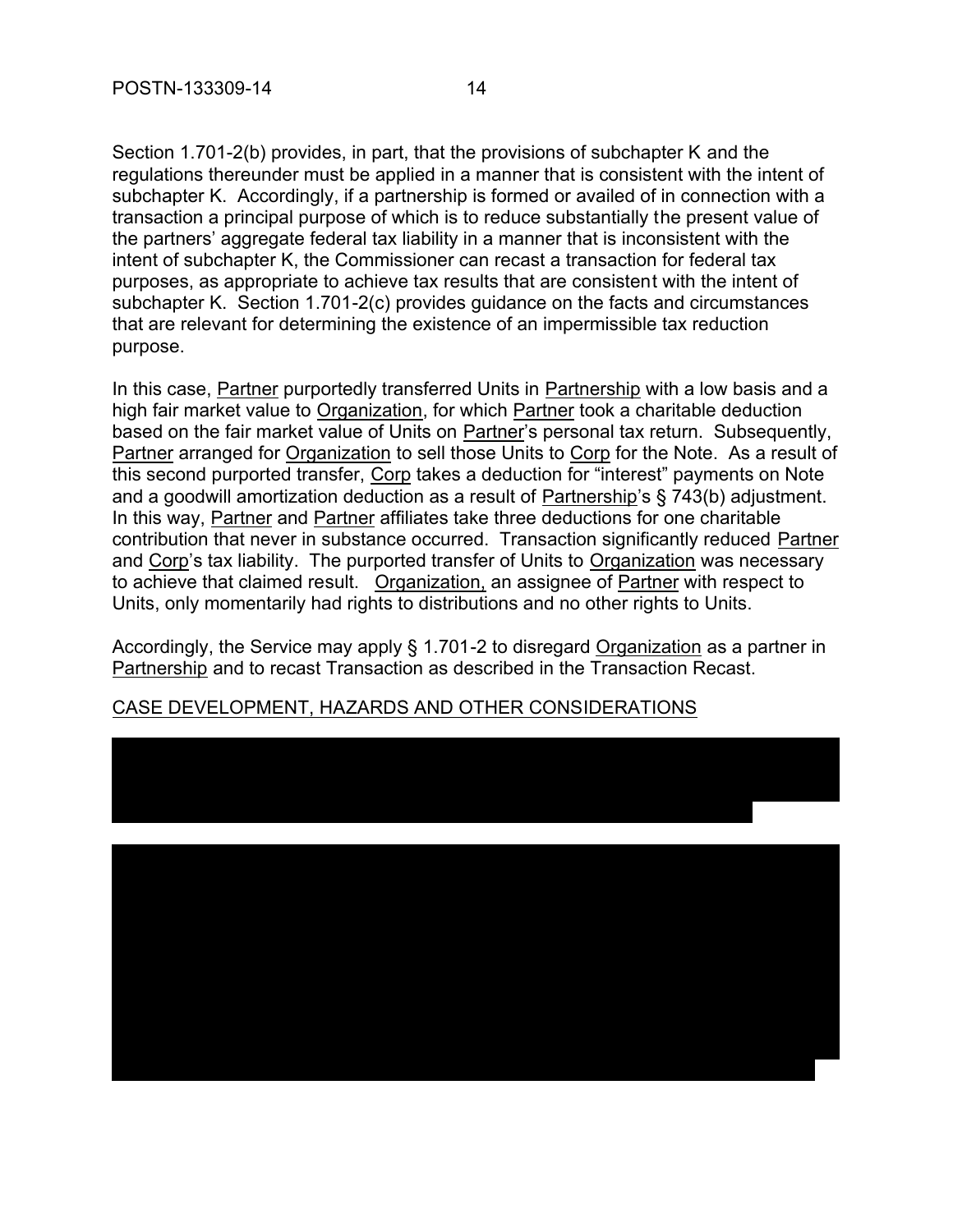Section 1.701-2(b) provides, in part, that the provisions of subchapter K and the regulations thereunder must be applied in a manner that is consistent with the intent of subchapter K. Accordingly, if a partnership is formed or availed of in connection with a transaction a principal purpose of which is to reduce substantially the present value of the partners' aggregate federal tax liability in a manner that is inconsistent with the intent of subchapter K, the Commissioner can recast a transaction for federal tax purposes, as appropriate to achieve tax results that are consistent with the intent of subchapter K. Section 1.701-2(c) provides guidance on the facts and circumstances that are relevant for determining the existence of an impermissible tax reduction purpose.

In this case, Partner purportedly transferred Units in Partnership with a low basis and a high fair market value to Organization, for which Partner took a charitable deduction based on the fair market value of Units on Partner's personal tax return. Subsequently, Partner arranged for Organization to sell those Units to Corp for the Note. As a result of this second purported transfer, Corp takes a deduction for "interest" payments on Note and a goodwill amortization deduction as a result of Partnership's § 743(b) adjustment. In this way, Partner and Partner affiliates take three deductions for one charitable contribution that never in substance occurred. Transaction significantly reduced Partner and Corp's tax liability. The purported transfer of Units to Organization was necessary to achieve that claimed result. Organization, an assignee of Partner with respect to Units, only momentarily had rights to distributions and no other rights to Units.

Accordingly, the Service may apply § 1.701-2 to disregard Organization as a partner in Partnership and to recast Transaction as described in the Transaction Recast.

## CASE DEVELOPMENT, HAZARDS AND OTHER CONSIDERATIONS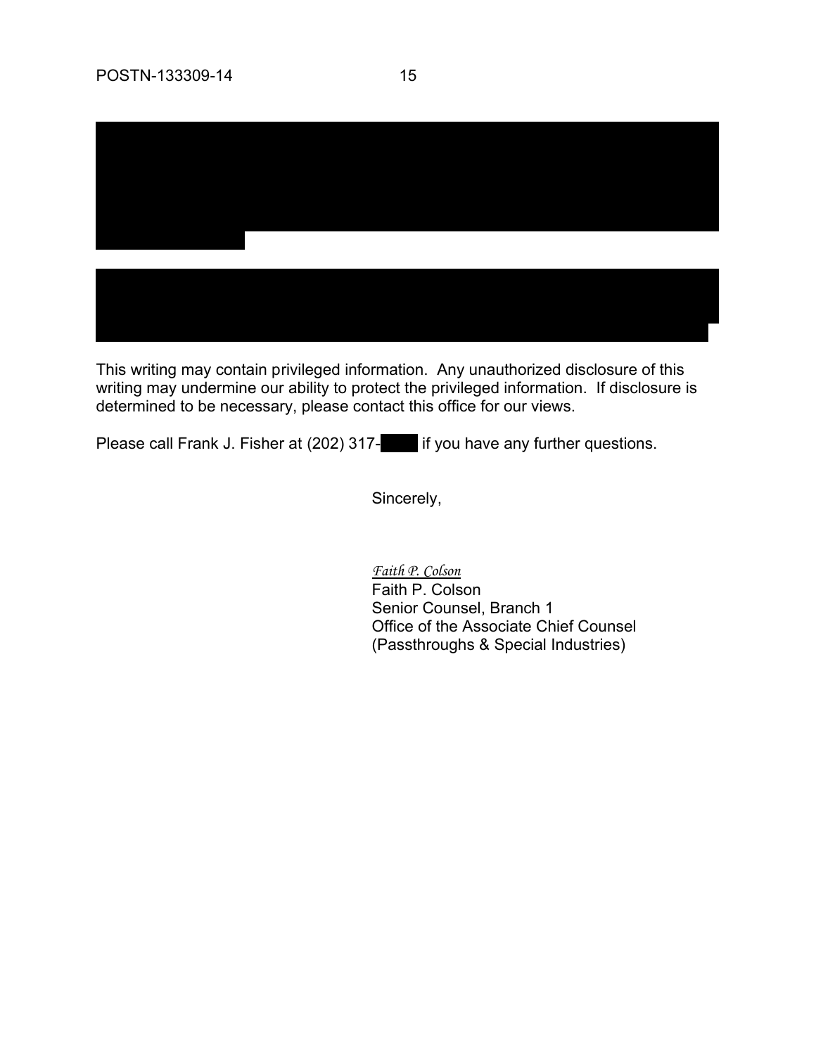This writing may contain privileged information. Any unauthorized disclosure of this writing may undermine our ability to protect the privileged information. If disclosure is determined to be necessary, please contact this office for our views.

Please call Frank J. Fisher at (202) 317- if you have any further questions.

Sincerely,

*Faith P. Colson*
Faith P. Colson
Senior Counsel, Branch 1
Office of the Associate Chief Counsel
(Passthroughs & Special Industries)